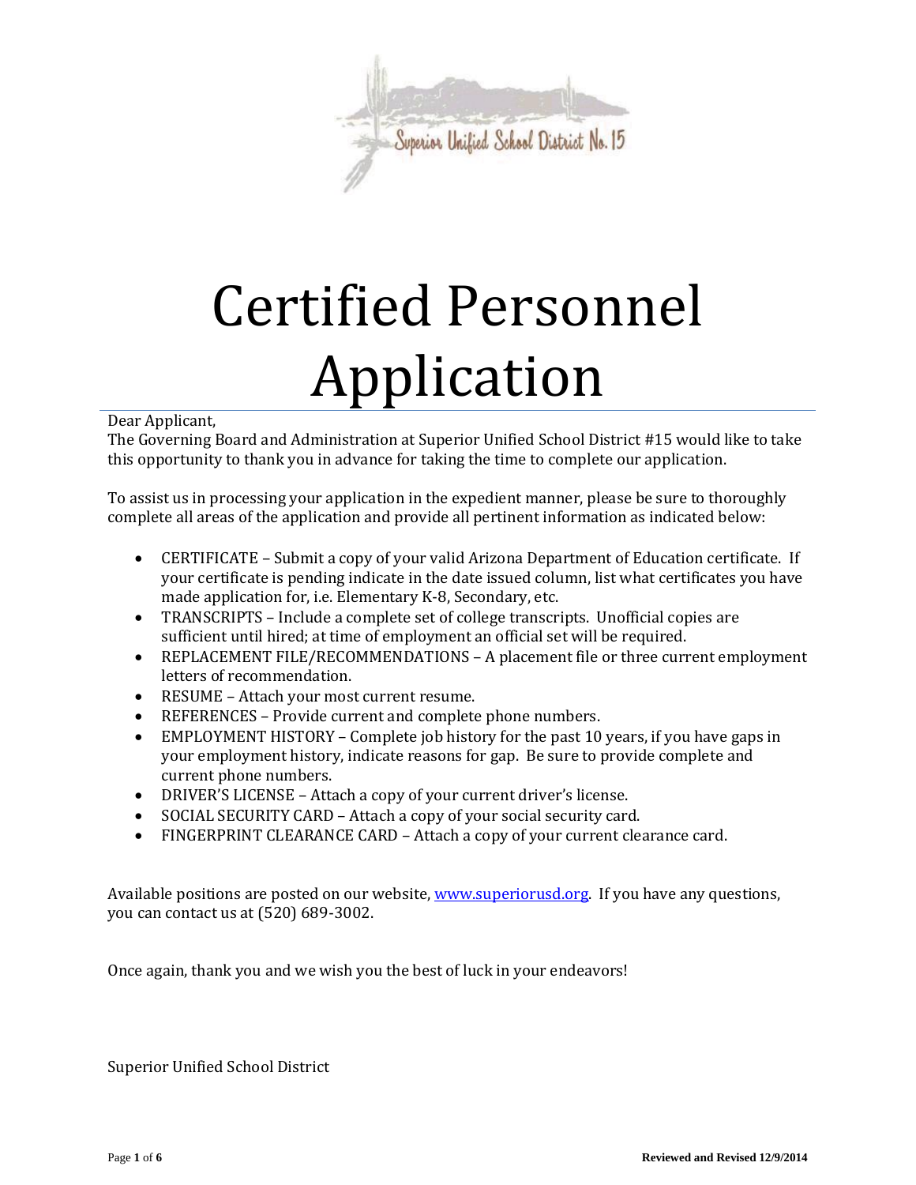Superior Unified School District No. 15

# Certified Personnel Application

Dear Applicant,
The Governing Board and Administration at Superior Unified School District #15 would like to take this opportunity to thank you in advance for taking the time to complete our application.

To assist us in processing your application in the expedient manner, please be sure to thoroughly complete all areas of the application and provide all pertinent information as indicated below:

- CERTIFICATE – Submit a copy of your valid Arizona Department of Education certificate. If your certificate is pending indicate in the date issued column, list what certificates you have made application for, i.e. Elementary K-8, Secondary, etc.
- TRANSCRIPTS – Include a complete set of college transcripts. Unofficial copies are sufficient until hired; at time of employment an official set will be required.
- REPLACEMENT FILE/RECOMMENDATIONS – A placement file or three current employment letters of recommendation.
- RESUME – Attach your most current resume.
- REFERENCES – Provide current and complete phone numbers.
- EMPLOYMENT HISTORY – Complete job history for the past 10 years, if you have gaps in your employment history, indicate reasons for gap. Be sure to provide complete and current phone numbers.
- DRIVER'S LICENSE – Attach a copy of your current driver's license.
- SOCIAL SECURITY CARD – Attach a copy of your social security card.
- FINGERPRINT CLEARANCE CARD – Attach a copy of your current clearance card.

Available positions are posted on our website, www.superiorusd.org. If you have any questions, you can contact us at (520) 689-3002.

Once again, thank you and we wish you the best of luck in your endeavors!

Superior Unified School District

Reviewed and Revised 12/9/2014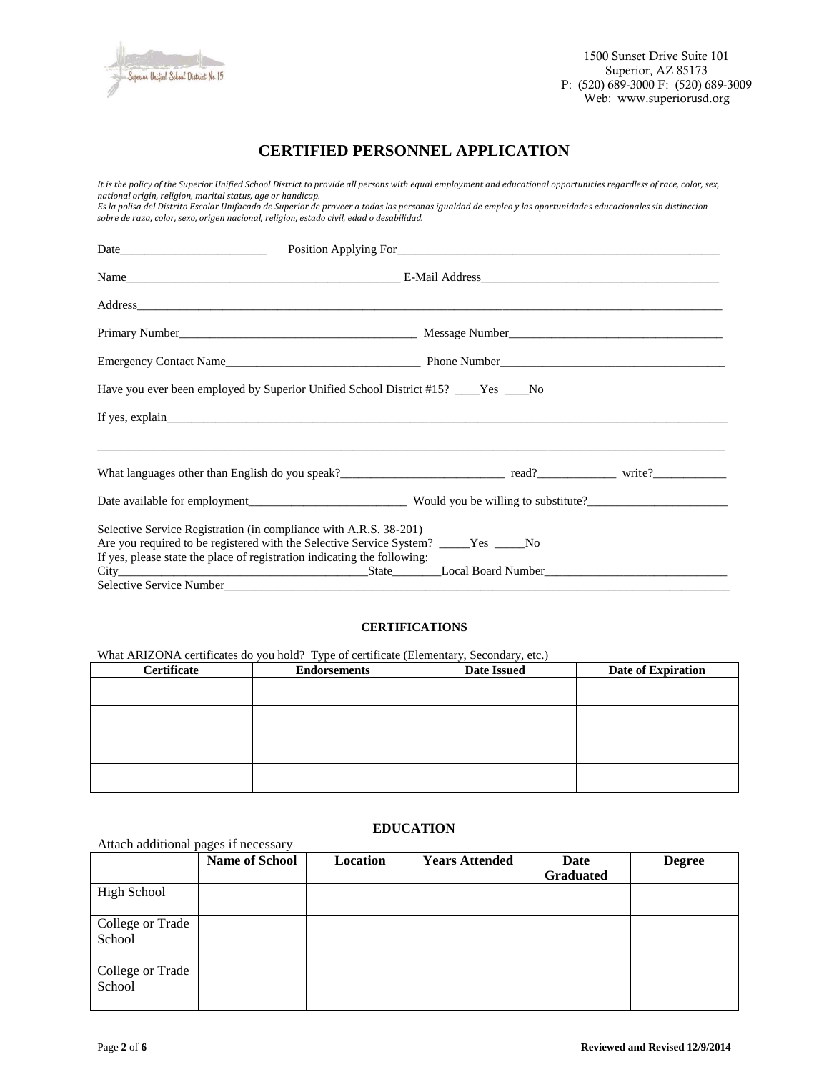1500 Sunset Drive Suite 101
Superior, AZ 85173
P: (520) 689-3000 F: (520) 689-3009
Web: www.superiorusd.org

# CERTIFIED PERSONNEL APPLICATION

*It is the policy of the Superior Unified School District to provide all persons with equal employment and educational opportunities regardless of race, color, sex, national origin, religion, marital status, age or handicap.*
*Es la polisa del Distrito Escolar Unifacado de Superior de proveer a todas las personas igualdad de empleo y las oportunidades educacionales sin distinccion sobre de raza, color, sexo, origen nacional, religion, estado civil, edad o desabilidad.*

Date________________________ Position Applying For______________________________________________________

Name_______________________________________________ E-Mail Address________________________________________

Address_____________________________________________________________________________________________

Primary Number_______________________________________ Message Number___________________________________

Emergency Contact Name_________________________________ Phone Number____________________________________

Have you ever been employed by Superior Unified School District #15? ____Yes ____No

If yes, explain_______________________________________________________________________________________

____________________________________________________________________________________________________

What languages other than English do you speak?___________________________ read?_____________ write?____________

Date available for employment__________________________ Would you be willing to substitute?______________________

Selective Service Registration (in compliance with A.R.S. 38-201)
Are you required to be registered with the Selective Service System? _____Yes _____No
If yes, please state the place of registration indicating the following:
City_________________________________________State________Local Board Number_____________________________
Selective Service Number______________________________________________________________________________

## CERTIFICATIONS

What ARIZONA certificates do you hold? Type of certificate (Elementary, Secondary, etc.)

| Certificate | Endorsements | Date Issued | Date of Expiration |
|---|---|---|---|
| | | | |
| | | | |
| | | | |
| | | | |

## EDUCATION

Attach additional pages if necessary

| | Name of School | Location | Years Attended | Date Graduated | Degree |
|---|---|---|---|---|---|
| High School | | | | | |
| College or Trade School | | | | | |
| College or Trade School | | | | | |

Reviewed and Revised 12/9/2014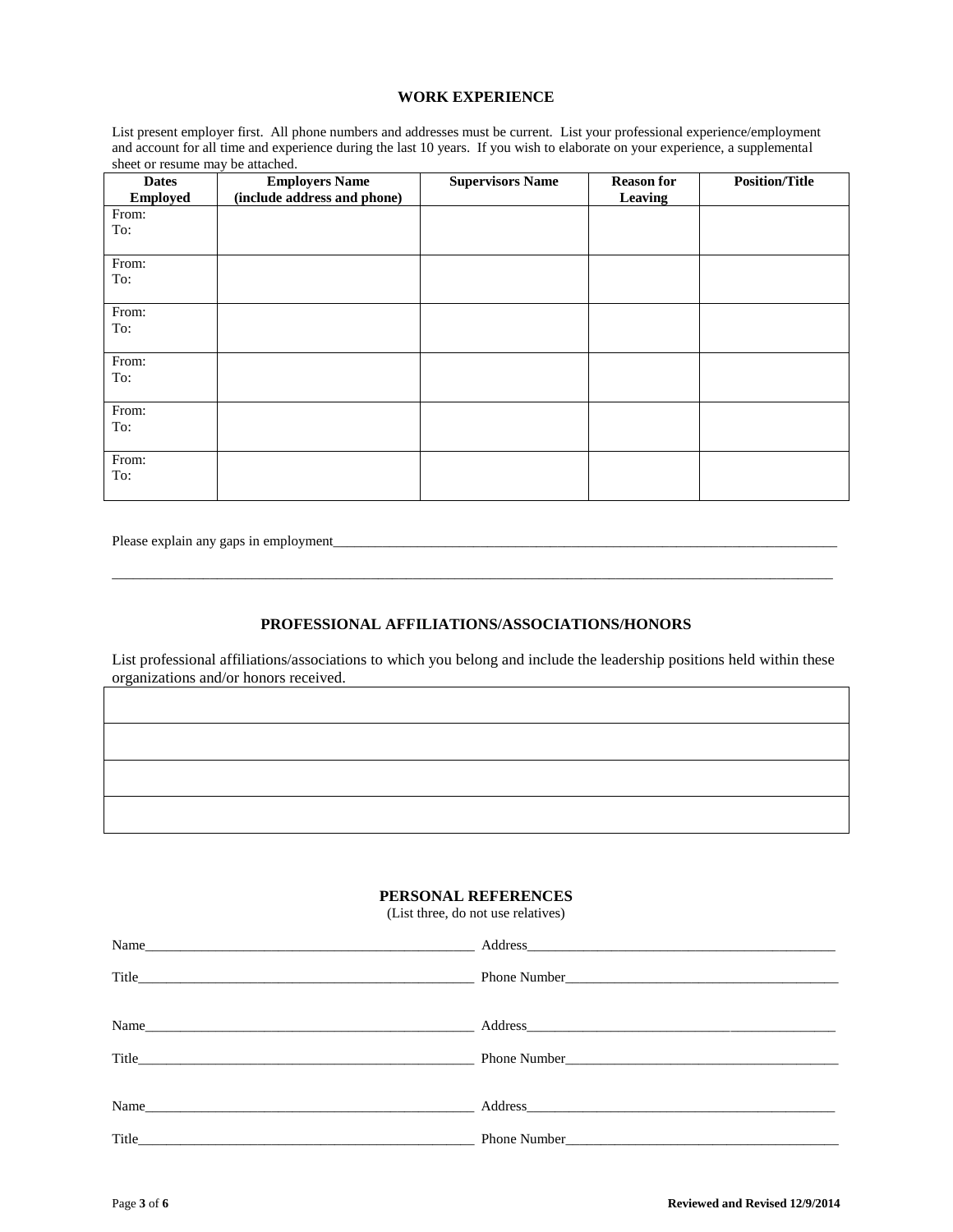## WORK EXPERIENCE

List present employer first. All phone numbers and addresses must be current. List your professional experience/employment and account for all time and experience during the last 10 years. If you wish to elaborate on your experience, a supplemental sheet or resume may be attached.

| Dates Employed | Employers Name (include address and phone) | Supervisors Name | Reason for Leaving | Position/Title |
|---|---|---|---|---|
| From:<br>To: | | | | |
| From:<br>To: | | | | |
| From:<br>To: | | | | |
| From:<br>To: | | | | |
| From:<br>To: | | | | |
| From:<br>To: | | | | |

Please explain any gaps in employment\_\_\_\_\_\_\_\_\_\_\_\_\_\_\_\_\_\_\_\_\_\_\_\_\_\_\_\_\_\_\_\_\_\_\_\_\_\_\_\_\_\_\_\_\_\_\_\_\_\_\_\_\_\_\_\_\_\_\_\_\_\_\_\_\_\_\_\_\_\_\_\_

\_\_\_\_\_\_\_\_\_\_\_\_\_\_\_\_\_\_\_\_\_\_\_\_\_\_\_\_\_\_\_\_\_\_\_\_\_\_\_\_\_\_\_\_\_\_\_\_\_\_\_\_\_\_\_\_\_\_\_\_\_\_\_\_\_\_\_\_\_\_\_\_\_\_\_\_\_\_\_\_\_\_\_\_\_\_\_\_\_\_\_\_\_\_\_\_\_\_\_\_\_\_

## PROFESSIONAL AFFILIATIONS/ASSOCIATIONS/HONORS

List professional affiliations/associations to which you belong and include the leadership positions held within these organizations and/or honors received.

| |
|---|
| |
| |
| |
| |

## PERSONAL REFERENCES

(List three, do not use relatives)

Name\_\_\_\_\_\_\_\_\_\_\_\_\_\_\_\_\_\_\_\_\_\_\_\_\_\_\_\_\_\_\_\_\_\_\_\_\_\_\_\_\_\_\_\_\_\_\_\_ Address\_\_\_\_\_\_\_\_\_\_\_\_\_\_\_\_\_\_\_\_\_\_\_\_\_\_\_\_\_\_\_\_\_\_\_\_\_\_\_\_\_\_\_\_\_\_\_

Title\_\_\_\_\_\_\_\_\_\_\_\_\_\_\_\_\_\_\_\_\_\_\_\_\_\_\_\_\_\_\_\_\_\_\_\_\_\_\_\_\_\_\_\_\_\_\_\_\_ Phone Number\_\_\_\_\_\_\_\_\_\_\_\_\_\_\_\_\_\_\_\_\_\_\_\_\_\_\_\_\_\_\_\_\_\_\_\_\_\_\_\_\_

Name\_\_\_\_\_\_\_\_\_\_\_\_\_\_\_\_\_\_\_\_\_\_\_\_\_\_\_\_\_\_\_\_\_\_\_\_\_\_\_\_\_\_\_\_\_\_\_\_ Address\_\_\_\_\_\_\_\_\_\_\_\_\_\_\_\_\_\_\_\_\_\_\_\_\_\_\_\_\_\_\_\_\_\_\_\_\_\_\_\_\_\_\_\_\_\_\_

Title\_\_\_\_\_\_\_\_\_\_\_\_\_\_\_\_\_\_\_\_\_\_\_\_\_\_\_\_\_\_\_\_\_\_\_\_\_\_\_\_\_\_\_\_\_\_\_\_\_ Phone Number\_\_\_\_\_\_\_\_\_\_\_\_\_\_\_\_\_\_\_\_\_\_\_\_\_\_\_\_\_\_\_\_\_\_\_\_\_\_\_\_\_

Name\_\_\_\_\_\_\_\_\_\_\_\_\_\_\_\_\_\_\_\_\_\_\_\_\_\_\_\_\_\_\_\_\_\_\_\_\_\_\_\_\_\_\_\_\_\_\_\_ Address\_\_\_\_\_\_\_\_\_\_\_\_\_\_\_\_\_\_\_\_\_\_\_\_\_\_\_\_\_\_\_\_\_\_\_\_\_\_\_\_\_\_\_\_\_\_\_

Title\_\_\_\_\_\_\_\_\_\_\_\_\_\_\_\_\_\_\_\_\_\_\_\_\_\_\_\_\_\_\_\_\_\_\_\_\_\_\_\_\_\_\_\_\_\_\_\_\_ Phone Number\_\_\_\_\_\_\_\_\_\_\_\_\_\_\_\_\_\_\_\_\_\_\_\_\_\_\_\_\_\_\_\_\_\_\_\_\_\_\_\_\_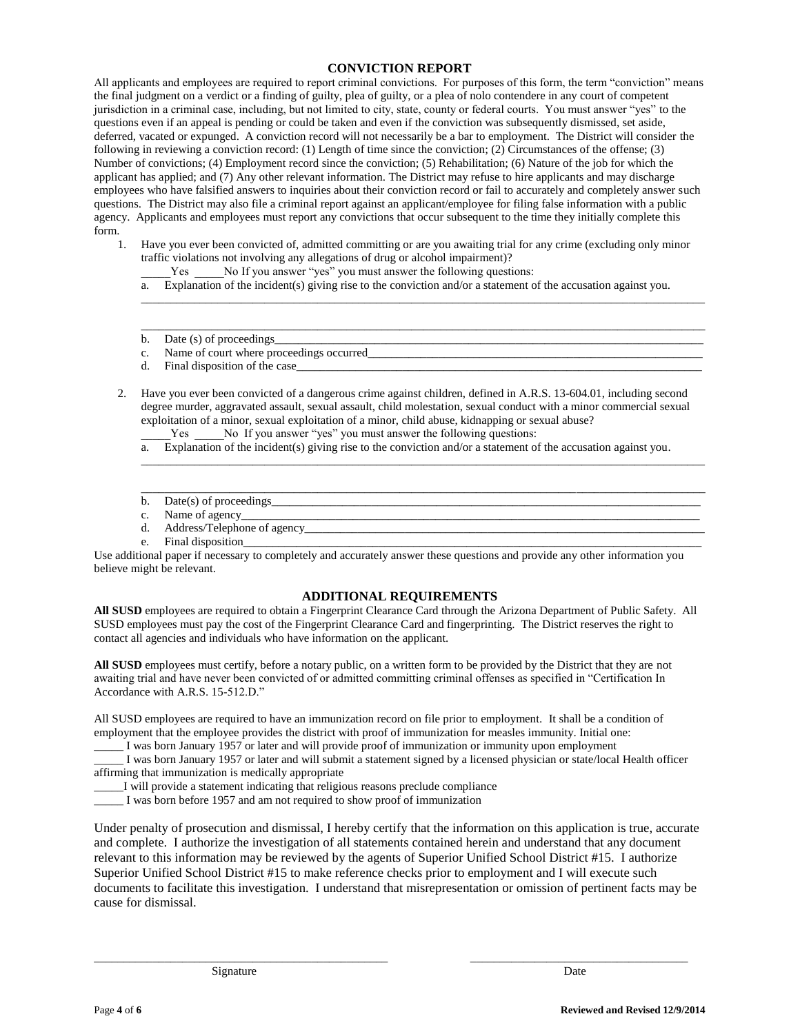## CONVICTION REPORT

All applicants and employees are required to report criminal convictions. For purposes of this form, the term "conviction" means the final judgment on a verdict or a finding of guilty, plea of guilty, or a plea of nolo contendere in any court of competent jurisdiction in a criminal case, including, but not limited to city, state, county or federal courts. You must answer "yes" to the questions even if an appeal is pending or could be taken and even if the conviction was subsequently dismissed, set aside, deferred, vacated or expunged. A conviction record will not necessarily be a bar to employment. The District will consider the following in reviewing a conviction record: (1) Length of time since the conviction; (2) Circumstances of the offense; (3) Number of convictions; (4) Employment record since the conviction; (5) Rehabilitation; (6) Nature of the job for which the applicant has applied; and (7) Any other relevant information. The District may refuse to hire applicants and may discharge employees who have falsified answers to inquiries about their conviction record or fail to accurately and completely answer such questions. The District may also file a criminal report against an applicant/employee for filing false information with a public agency. Applicants and employees must report any convictions that occur subsequent to the time they initially complete this form.

1. Have you ever been convicted of, admitted committing or are you awaiting trial for any crime (excluding only minor traffic violations not involving any allegations of drug or alcohol impairment)?

   _____Yes _____No If you answer "yes" you must answer the following questions:

   a. Explanation of the incident(s) giving rise to the conviction and/or a statement of the accusation against you.

   ____________________________________________________________________________________________

   ____________________________________________________________________________________________

   b. Date (s) of proceedings______________________________________________________________________
   c. Name of court where proceedings occurred______________________________________________________
   d. Final disposition of the case__________________________________________________________________

2. Have you ever been convicted of a dangerous crime against children, defined in A.R.S. 13-604.01, including second degree murder, aggravated assault, sexual assault, child molestation, sexual conduct with a minor commercial sexual exploitation of a minor, sexual exploitation of a minor, child abuse, kidnapping or sexual abuse?

   _____Yes _____No If you answer "yes" you must answer the following questions:

   a. Explanation of the incident(s) giving rise to the conviction and/or a statement of the accusation against you.

   ____________________________________________________________________________________________

   ____________________________________________________________________________________________

   b. Date(s) of proceedings______________________________________________________________________
   c. Name of agency___________________________________________________________________________
   d. Address/Telephone of agency_________________________________________________________________
   e. Final disposition___________________________________________________________________________

Use additional paper if necessary to completely and accurately answer these questions and provide any other information you believe might be relevant.

## ADDITIONAL REQUIREMENTS

**All SUSD** employees are required to obtain a Fingerprint Clearance Card through the Arizona Department of Public Safety. All SUSD employees must pay the cost of the Fingerprint Clearance Card and fingerprinting. The District reserves the right to contact all agencies and individuals who have information on the applicant.

**All SUSD** employees must certify, before a notary public, on a written form to be provided by the District that they are not awaiting trial and have never been convicted of or admitted committing criminal offenses as specified in "Certification In Accordance with A.R.S. 15-512.D."

All SUSD employees are required to have an immunization record on file prior to employment. It shall be a condition of employment that the employee provides the district with proof of immunization for measles immunity. Initial one:

_____ I was born January 1957 or later and will provide proof of immunization or immunity upon employment

_____ I was born January 1957 or later and will submit a statement signed by a licensed physician or state/local Health officer affirming that immunization is medically appropriate

_____I will provide a statement indicating that religious reasons preclude compliance

_____ I was born before 1957 and am not required to show proof of immunization

Under penalty of prosecution and dismissal, I hereby certify that the information on this application is true, accurate and complete. I authorize the investigation of all statements contained herein and understand that any document relevant to this information may be reviewed by the agents of Superior Unified School District #15. I authorize Superior Unified School District #15 to make reference checks prior to employment and I will execute such documents to facilitate this investigation. I understand that misrepresentation or omission of pertinent facts may be cause for dismissal.

__________________________________________________ &nbsp;&nbsp;&nbsp;&nbsp; _____________________________________

Signature &nbsp;&nbsp;&nbsp;&nbsp;&nbsp;&nbsp;&nbsp;&nbsp;&nbsp;&nbsp;&nbsp;&nbsp;&nbsp;&nbsp;&nbsp;&nbsp;&nbsp;&nbsp;&nbsp;&nbsp;&nbsp;&nbsp;&nbsp;&nbsp;&nbsp;&nbsp;&nbsp;&nbsp;&nbsp;&nbsp; Date

Reviewed and Revised 12/9/2014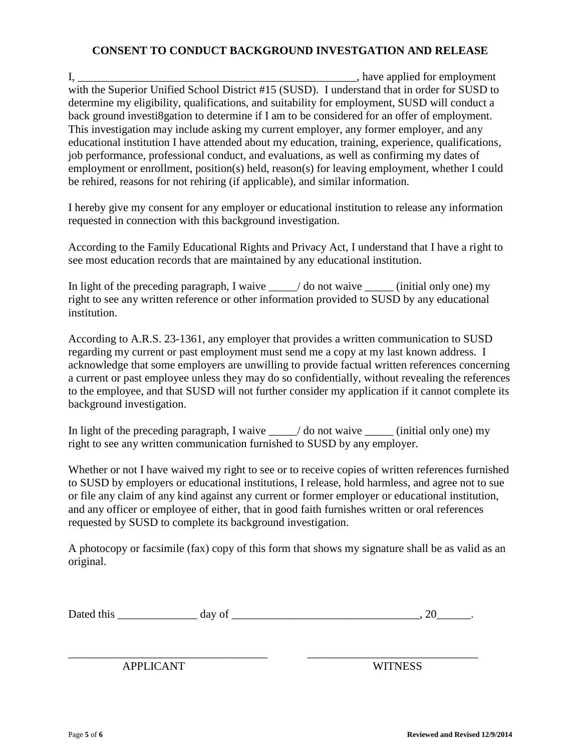**CONSENT TO CONDUCT BACKGROUND INVESTGATION AND RELEASE**

I, ___________________________________________________, have applied for employment with the Superior Unified School District #15 (SUSD). I understand that in order for SUSD to determine my eligibility, qualifications, and suitability for employment, SUSD will conduct a back ground investi8gation to determine if I am to be considered for an offer of employment. This investigation may include asking my current employer, any former employer, and any educational institution I have attended about my education, training, experience, qualifications, job performance, professional conduct, and evaluations, as well as confirming my dates of employment or enrollment, position(s) held, reason(s) for leaving employment, whether I could be rehired, reasons for not rehiring (if applicable), and similar information.

I hereby give my consent for any employer or educational institution to release any information requested in connection with this background investigation.

According to the Family Educational Rights and Privacy Act, I understand that I have a right to see most education records that are maintained by any educational institution.

In light of the preceding paragraph, I waive _____/ do not waive _____ (initial only one) my right to see any written reference or other information provided to SUSD by any educational institution.

According to A.R.S. 23-1361, any employer that provides a written communication to SUSD regarding my current or past employment must send me a copy at my last known address. I acknowledge that some employers are unwilling to provide factual written references concerning a current or past employee unless they may do so confidentially, without revealing the references to the employee, and that SUSD will not further consider my application if it cannot complete its background investigation.

In light of the preceding paragraph, I waive _____/ do not waive _____ (initial only one) my right to see any written communication furnished to SUSD by any employer.

Whether or not I have waived my right to see or to receive copies of written references furnished to SUSD by employers or educational institutions, I release, hold harmless, and agree not to sue or file any claim of any kind against any current or former employer or educational institution, and any officer or employee of either, that in good faith furnishes written or oral references requested by SUSD to complete its background investigation.

A photocopy or facsimile (fax) copy of this form that shows my signature shall be as valid as an original.

Dated this ______________ day of ________________________________, 20______.

___________________________________ ______________________________

APPLICANT WITNESS

Reviewed and Revised 12/9/2014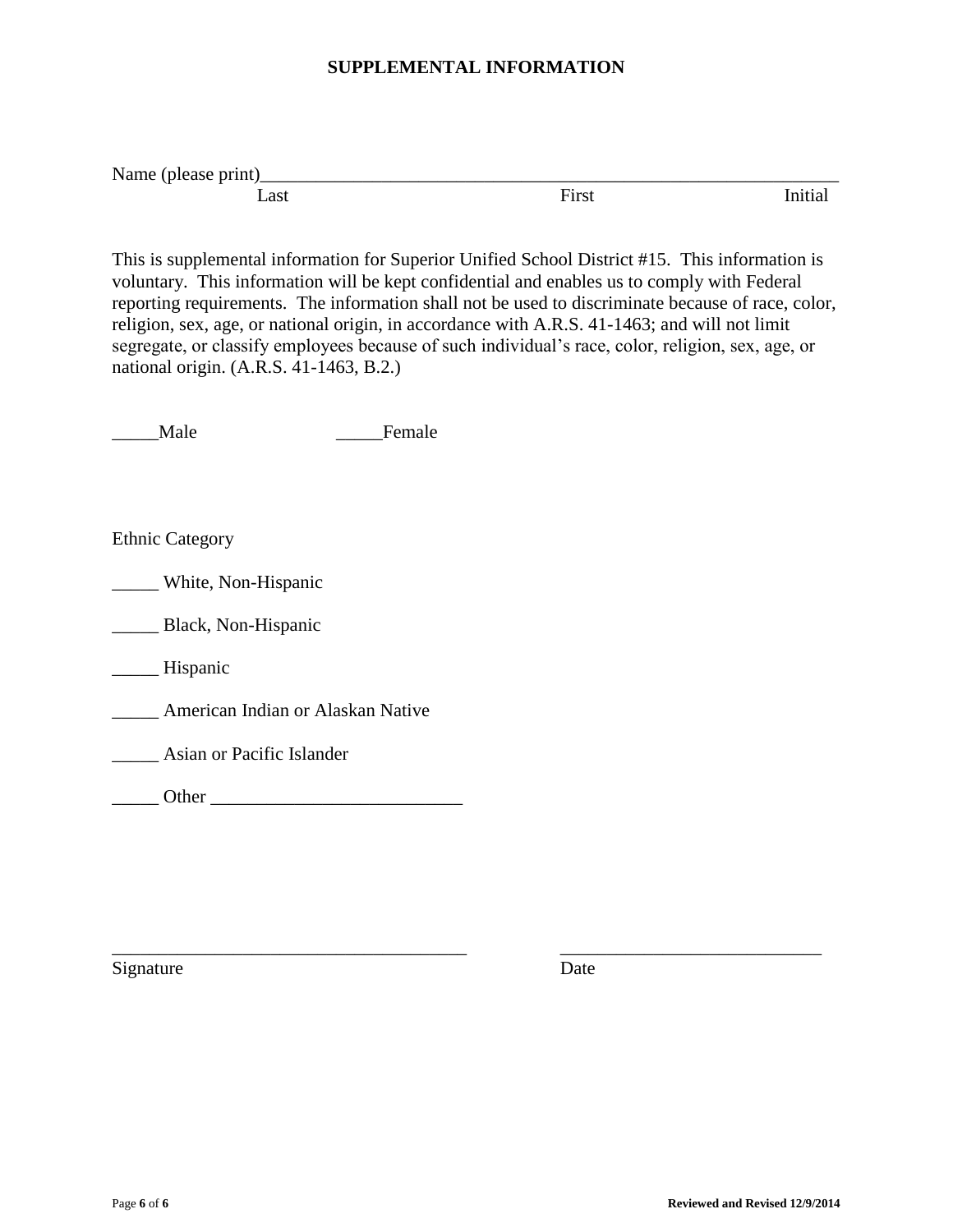# SUPPLEMENTAL INFORMATION

Name (please print)_______________________________________________________________

Last First Initial

This is supplemental information for Superior Unified School District #15. This information is voluntary. This information will be kept confidential and enables us to comply with Federal reporting requirements. The information shall not be used to discriminate because of race, color, religion, sex, age, or national origin, in accordance with A.R.S. 41-1463; and will not limit segregate, or classify employees because of such individual's race, color, religion, sex, age, or national origin. (A.R.S. 41-1463, B.2.)

_____Male _____Female

Ethnic Category

_____ White, Non-Hispanic

_____ Black, Non-Hispanic

_____ Hispanic

_____ American Indian or Alaskan Native

_____ Asian or Pacific Islander

_____ Other ___________________________

______________________________________ ____________________________

Signature Date